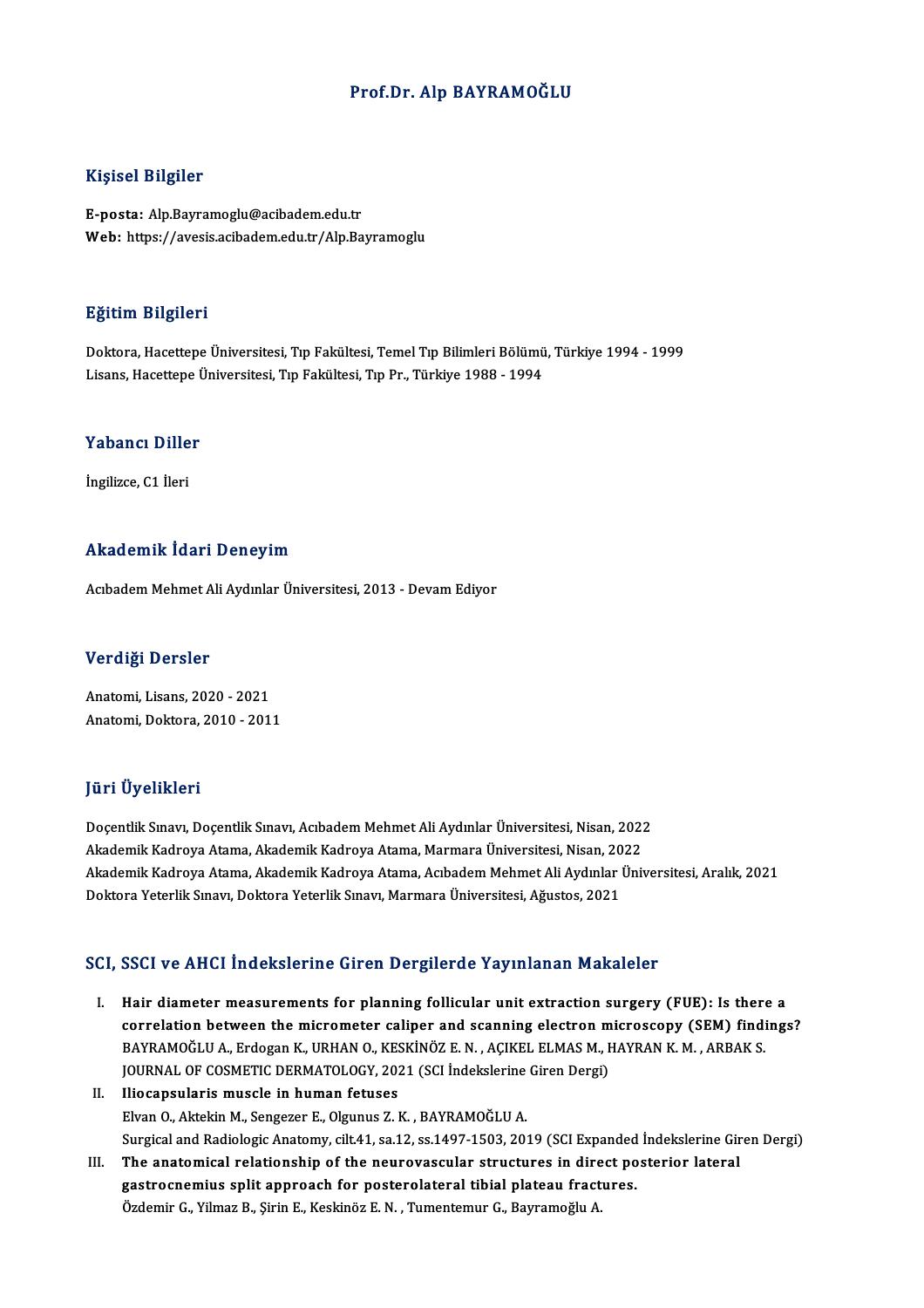# Prof.Dr. Alp BAYRAMOĞLU

## Kişisel Bilgiler

**E-posta:** Alp.Bayramoglu@acibadem.edu.tr
**Web:** https://avesis.acibadem.edu.tr/Alp.Bayramoglu

## Eğitim Bilgileri

Doktora, Hacettepe Üniversitesi, Tıp Fakültesi, Temel Tıp Bilimleri Bölümü, Türkiye 1994 - 1999
Lisans, Hacettepe Üniversitesi, Tıp Fakültesi, Tıp Pr., Türkiye 1988 - 1994

## Yabancı Diller

İngilizce, C1 İleri

## Akademik İdari Deneyim

Acıbadem Mehmet Ali Aydınlar Üniversitesi, 2013 - Devam Ediyor

## Verdiği Dersler

Anatomi, Lisans, 2020 - 2021
Anatomi, Doktora, 2010 - 2011

## Jüri Üyelikleri

Doçentlik Sınavı, Doçentlik Sınavı, Acıbadem Mehmet Ali Aydınlar Üniversitesi, Nisan, 2022
Akademik Kadroya Atama, Akademik Kadroya Atama, Marmara Üniversitesi, Nisan, 2022
Akademik Kadroya Atama, Akademik Kadroya Atama, Acıbadem Mehmet Ali Aydınlar Üniversitesi, Aralık, 2021
Doktora Yeterlik Sınavı, Doktora Yeterlik Sınavı, Marmara Üniversitesi, Ağustos, 2021

## SCI, SSCI ve AHCI İndekslerine Giren Dergilerde Yayınlanan Makaleler

I. **Hair diameter measurements for planning follicular unit extraction surgery (FUE): Is there a correlation between the micrometer caliper and scanning electron microscopy (SEM) findings?**
   BAYRAMOĞLU A., Erdogan K., URHAN O., KESKİNÖZ E. N. , AÇIKEL ELMAS M., HAYRAN K. M. , ARBAK S.
   JOURNAL OF COSMETIC DERMATOLOGY, 2021 (SCI İndekslerine Giren Dergi)

II. **Iliocapsularis muscle in human fetuses**
   Elvan O., Aktekin M., Sengezer E., Olgunus Z. K. , BAYRAMOĞLU A.
   Surgical and Radiologic Anatomy, cilt.41, sa.12, ss.1497-1503, 2019 (SCI Expanded İndekslerine Giren Dergi)

III. **The anatomical relationship of the neurovascular structures in direct posterior lateral gastrocnemius split approach for posterolateral tibial plateau fractures.**
   Özdemir G., Yilmaz B., Şirin E., Keskinöz E. N. , Tumentemur G., Bayramoğlu A.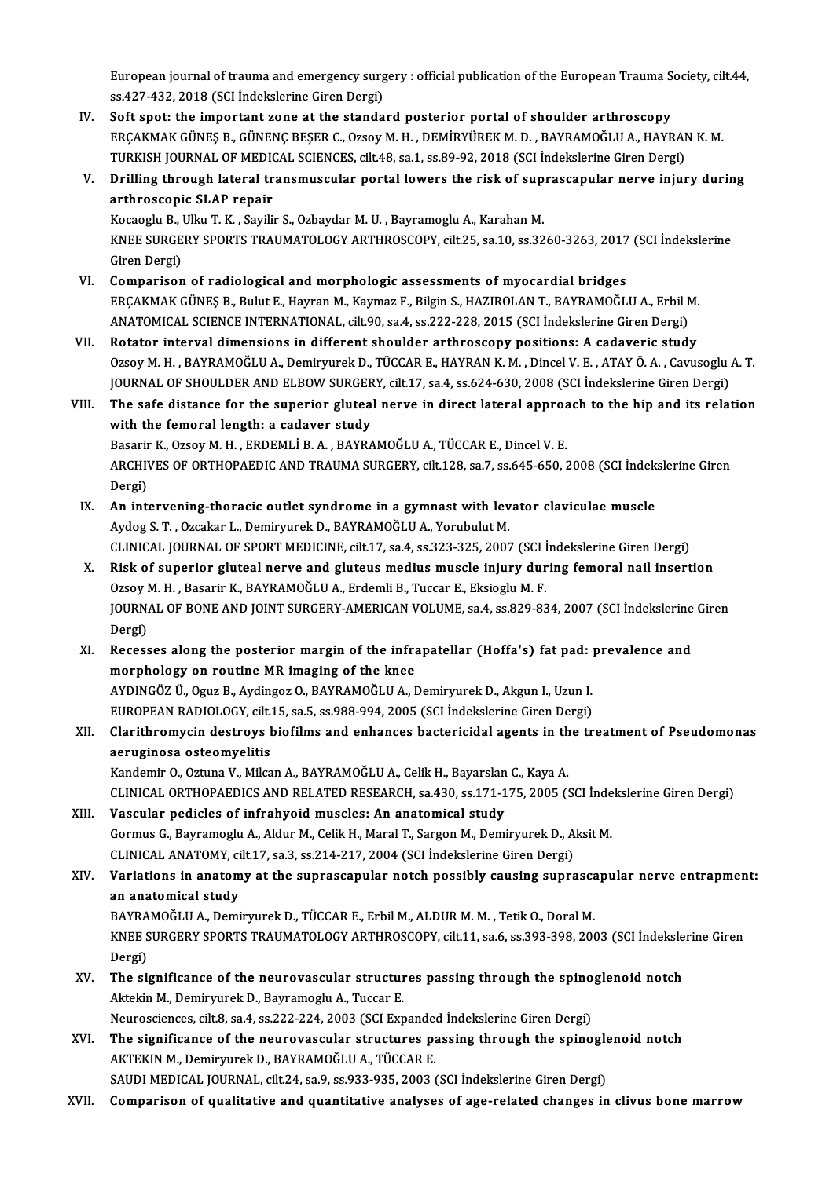European journal of trauma and emergency surgery : official publication of the European Trauma Society, cilt.44, ss.427-432, 2018 (SCI İndekslerine Giren Dergi)

IV. **Soft spot: the important zone at the standard posterior portal of shoulder arthroscopy**
ERÇAKMAK GÜNEŞ B., GÜNENÇ BEŞER C., Ozsoy M. H. , DEMİRYÜREK M. D. , BAYRAMOĞLU A., HAYRAN K. M.
TURKISH JOURNAL OF MEDICAL SCIENCES, cilt.48, sa.1, ss.89-92, 2018 (SCI İndekslerine Giren Dergi)

V. **Drilling through lateral transmuscular portal lowers the risk of suprascapular nerve injury during arthroscopic SLAP repair**
Kocaoglu B., Ulku T. K. , Sayilir S., Ozbaydar M. U. , Bayramoglu A., Karahan M.
KNEE SURGERY SPORTS TRAUMATOLOGY ARTHROSCOPY, cilt.25, sa.10, ss.3260-3263, 2017 (SCI İndekslerine Giren Dergi)

VI. **Comparison of radiological and morphologic assessments of myocardial bridges**
ERÇAKMAK GÜNEŞ B., Bulut E., Hayran M., Kaymaz F., Bilgin S., HAZIROLAN T., BAYRAMOĞLU A., Erbil M.
ANATOMICAL SCIENCE INTERNATIONAL, cilt.90, sa.4, ss.222-228, 2015 (SCI İndekslerine Giren Dergi)

VII. **Rotator interval dimensions in different shoulder arthroscopy positions: A cadaveric study**
Ozsoy M. H. , BAYRAMOĞLU A., Demiryurek D., TÜCCAR E., HAYRAN K. M. , Dincel V. E. , ATAY Ö. A. , Cavusoglu A. T.
JOURNAL OF SHOULDER AND ELBOW SURGERY, cilt.17, sa.4, ss.624-630, 2008 (SCI İndekslerine Giren Dergi)

VIII. **The safe distance for the superior gluteal nerve in direct lateral approach to the hip and its relation with the femoral length: a cadaver study**
Basarir K., Ozsoy M. H. , ERDEMLİ B. A. , BAYRAMOĞLU A., TÜCCAR E., Dincel V. E.
ARCHIVES OF ORTHOPAEDIC AND TRAUMA SURGERY, cilt.128, sa.7, ss.645-650, 2008 (SCI İndekslerine Giren Dergi)

IX. **An intervening-thoracic outlet syndrome in a gymnast with levator claviculae muscle**
Aydog S. T. , Ozcakar L., Demiryurek D., BAYRAMOĞLU A., Yorubulut M.
CLINICAL JOURNAL OF SPORT MEDICINE, cilt.17, sa.4, ss.323-325, 2007 (SCI İndekslerine Giren Dergi)

X. **Risk of superior gluteal nerve and gluteus medius muscle injury during femoral nail insertion**
Ozsoy M. H. , Basarir K., BAYRAMOĞLU A., Erdemli B., Tuccar E., Eksioglu M. F.
JOURNAL OF BONE AND JOINT SURGERY-AMERICAN VOLUME, sa.4, ss.829-834, 2007 (SCI İndekslerine Giren Dergi)

XI. **Recesses along the posterior margin of the infrapatellar (Hoffa's) fat pad: prevalence and morphology on routine MR imaging of the knee**
AYDINGÖZ Ü., Oguz B., Aydingoz O., BAYRAMOĞLU A., Demiryurek D., Akgun I., Uzun I.
EUROPEAN RADIOLOGY, cilt.15, sa.5, ss.988-994, 2005 (SCI İndekslerine Giren Dergi)

XII. **Clarithromycin destroys biofilms and enhances bactericidal agents in the treatment of Pseudomonas aeruginosa osteomyelitis**
Kandemir O., Oztuna V., Milcan A., BAYRAMOĞLU A., Celik H., Bayarslan C., Kaya A.
CLINICAL ORTHOPAEDICS AND RELATED RESEARCH, sa.430, ss.171-175, 2005 (SCI İndekslerine Giren Dergi)

XIII. **Vascular pedicles of infrahyoid muscles: An anatomical study**
Gormus G., Bayramoglu A., Aldur M., Celik H., Maral T., Sargon M., Demiryurek D., Aksit M.
CLINICAL ANATOMY, cilt.17, sa.3, ss.214-217, 2004 (SCI İndekslerine Giren Dergi)

XIV. **Variations in anatomy at the suprascapular notch possibly causing suprascapular nerve entrapment: an anatomical study**
BAYRAMOĞLU A., Demiryurek D., TÜCCAR E., Erbil M., ALDUR M. M. , Tetik O., Doral M.
KNEE SURGERY SPORTS TRAUMATOLOGY ARTHROSCOPY, cilt.11, sa.6, ss.393-398, 2003 (SCI İndekslerine Giren Dergi)

XV. **The significance of the neurovascular structures passing through the spinoglenoid notch**
Aktekin M., Demiryurek D., Bayramoglu A., Tuccar E.
Neurosciences, cilt.8, sa.4, ss.222-224, 2003 (SCI Expanded İndekslerine Giren Dergi)

XVI. **The significance of the neurovascular structures passing through the spinoglenoid notch**
AKTEKIN M., Demiryurek D., BAYRAMOĞLU A., TÜCCAR E.
SAUDI MEDICAL JOURNAL, cilt.24, sa.9, ss.933-935, 2003 (SCI İndekslerine Giren Dergi)

XVII. **Comparison of qualitative and quantitative analyses of age-related changes in clivus bone marrow**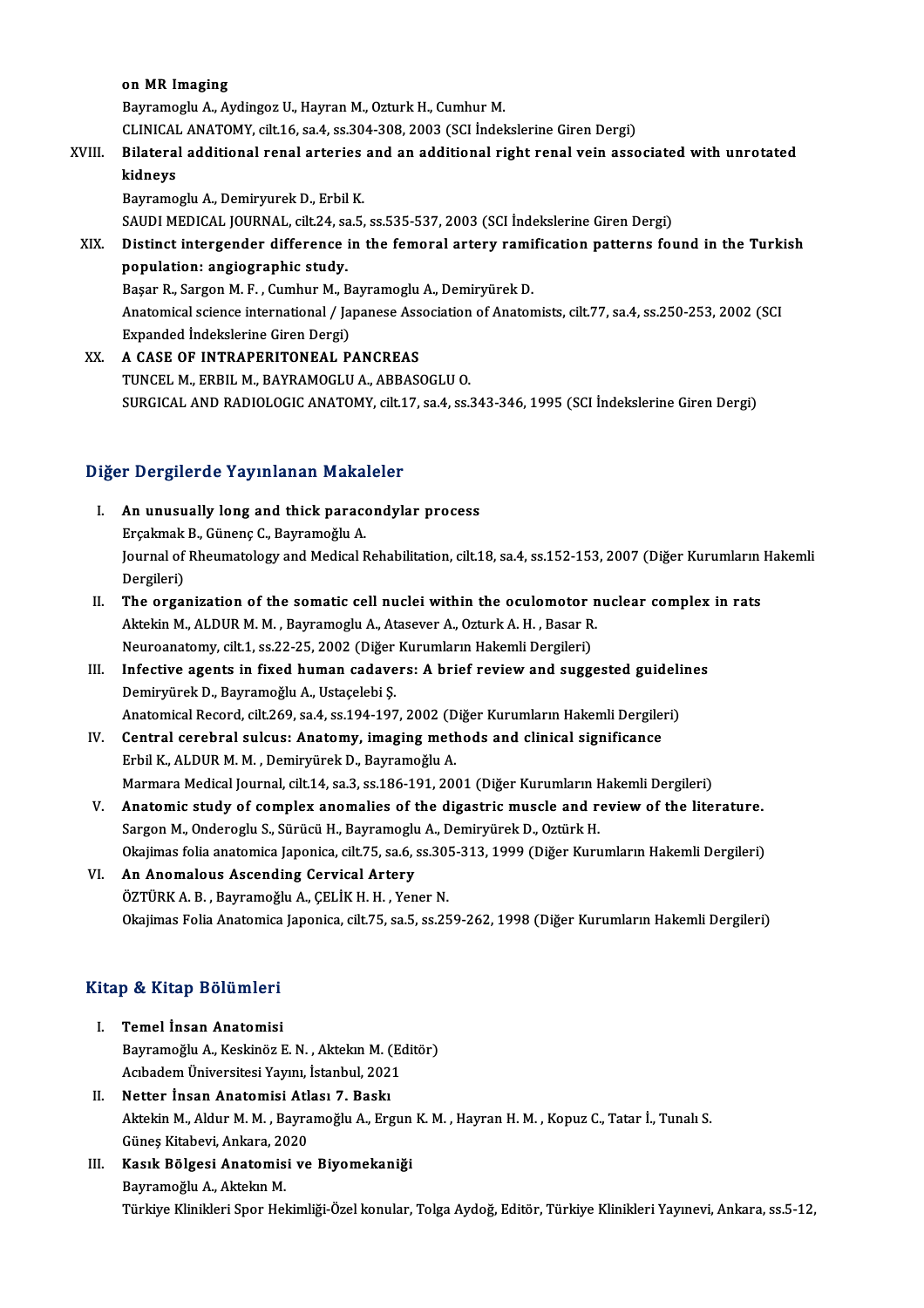on MR Imaging
Bayramoglu A., Aydingoz U., Hayran M., Ozturk H., Cumhur M.
CLINICAL ANATOMY, cilt.16, sa.4, ss.304-308, 2003 (SCI İndekslerine Giren Dergi)

XVIII. **Bilateral additional renal arteries and an additional right renal vein associated with unrotated kidneys**
Bayramoglu A., Demiryurek D., Erbil K.
SAUDI MEDICAL JOURNAL, cilt.24, sa.5, ss.535-537, 2003 (SCI İndekslerine Giren Dergi)

XIX. **Distinct intergender difference in the femoral artery ramification patterns found in the Turkish population: angiographic study.**
Başar R., Sargon M. F. , Cumhur M., Bayramoglu A., Demiryürek D.
Anatomical science international / Japanese Association of Anatomists, cilt.77, sa.4, ss.250-253, 2002 (SCI Expanded İndekslerine Giren Dergi)

XX. **A CASE OF INTRAPERITONEAL PANCREAS**
TUNCEL M., ERBIL M., BAYRAMOGLU A., ABBASOGLU O.
SURGICAL AND RADIOLOGIC ANATOMY, cilt.17, sa.4, ss.343-346, 1995 (SCI İndekslerine Giren Dergi)

## Diğer Dergilerde Yayınlanan Makaleler

I. **An unusually long and thick paracondylar process**
Erçakmak B., Günenç C., Bayramoğlu A.
Journal of Rheumatology and Medical Rehabilitation, cilt.18, sa.4, ss.152-153, 2007 (Diğer Kurumların Hakemli Dergileri)

II. **The organization of the somatic cell nuclei within the oculomotor nuclear complex in rats**
Aktekin M., ALDUR M. M. , Bayramoglu A., Atasever A., Ozturk A. H. , Basar R.
Neuroanatomy, cilt.1, ss.22-25, 2002 (Diğer Kurumların Hakemli Dergileri)

III. **Infective agents in fixed human cadavers: A brief review and suggested guidelines**
Demiryürek D., Bayramoğlu A., Ustaçelebi Ş.
Anatomical Record, cilt.269, sa.4, ss.194-197, 2002 (Diğer Kurumların Hakemli Dergileri)

IV. **Central cerebral sulcus: Anatomy, imaging methods and clinical significance**
Erbil K., ALDUR M. M. , Demiryürek D., Bayramoğlu A.
Marmara Medical Journal, cilt.14, sa.3, ss.186-191, 2001 (Diğer Kurumların Hakemli Dergileri)

V. **Anatomic study of complex anomalies of the digastric muscle and review of the literature.**
Sargon M., Onderoglu S., Sürücü H., Bayramoglu A., Demiryürek D., Oztürk H.
Okajimas folia anatomica Japonica, cilt.75, sa.6, ss.305-313, 1999 (Diğer Kurumların Hakemli Dergileri)

VI. **An Anomalous Ascending Cervical Artery**
ÖZTÜRK A. B. , Bayramoğlu A., ÇELİK H. H. , Yener N.
Okajimas Folia Anatomica Japonica, cilt.75, sa.5, ss.259-262, 1998 (Diğer Kurumların Hakemli Dergileri)

## Kitap & Kitap Bölümleri

I. **Temel İnsan Anatomisi**
Bayramoğlu A., Keskinöz E. N. , Aktekın M. (Editör)
Acıbadem Üniversitesi Yayını, İstanbul, 2021

II. **Netter İnsan Anatomisi Atlası 7. Baskı**
Aktekin M., Aldur M. M. , Bayramoğlu A., Ergun K. M. , Hayran H. M. , Kopuz C., Tatar İ., Tunalı S.
Güneş Kitabevi, Ankara, 2020

III. **Kasık Bölgesi Anatomisi ve Biyomekaniği**
Bayramoğlu A., Aktekın M.
Türkiye Klinikleri Spor Hekimliği-Özel konular, Tolga Aydoğ, Editör, Türkiye Klinikleri Yayınevi, Ankara, ss.5-12,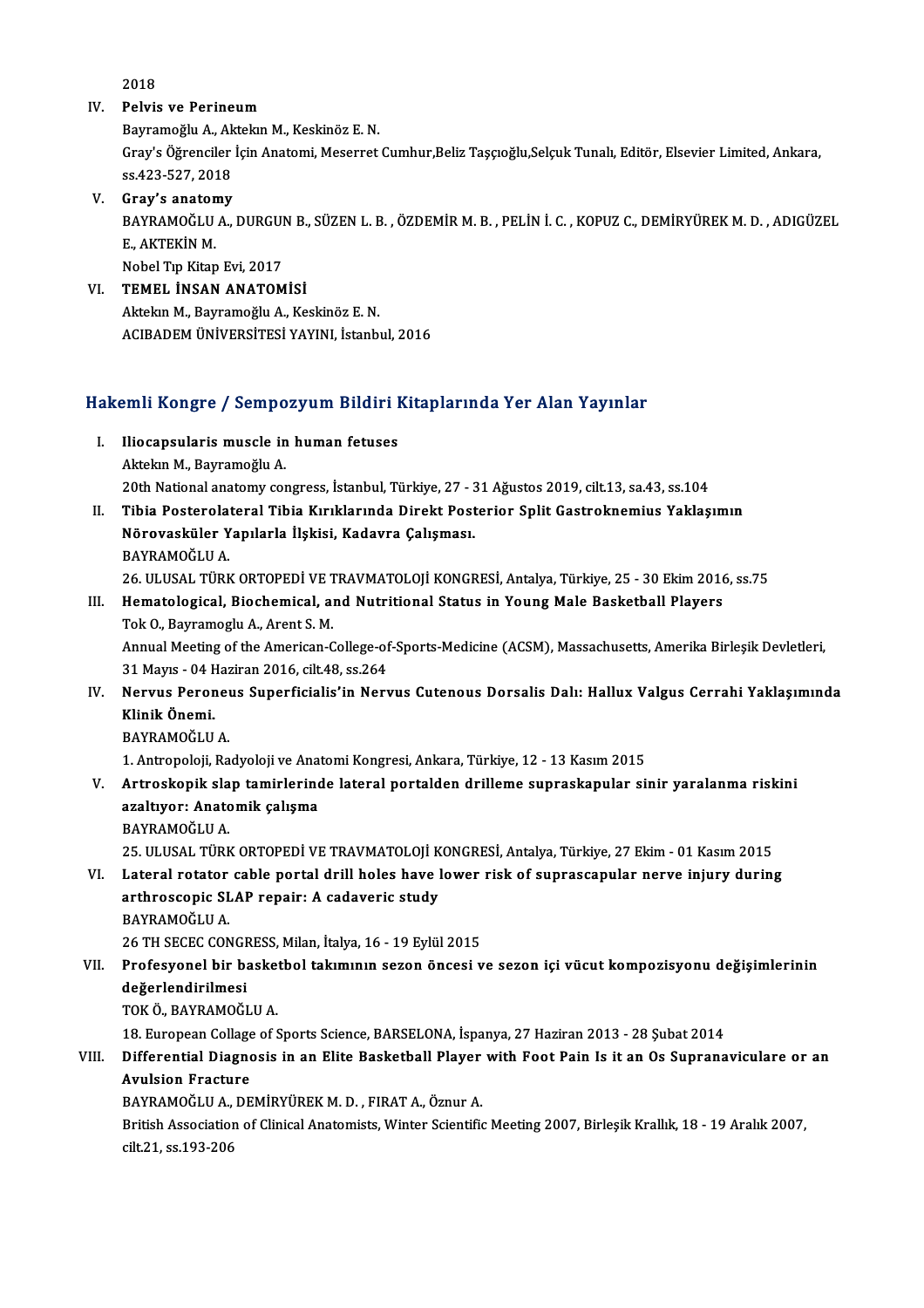2018

IV. **Pelvis ve Perineum**
Bayramoğlu A., Aktekın M., Keskinöz E. N.
Gray's Öğrenciler İçin Anatomi, Meserret Cumhur,Beliz Taşçıoğlu,Selçuk Tunalı, Editör, Elsevier Limited, Ankara, ss.423-527, 2018

V. **Gray's anatomy**
BAYRAMOĞLU A., DURGUN B., SÜZEN L. B. , ÖZDEMİR M. B. , PELİN İ. C. , KOPUZ C., DEMİRYÜREK M. D. , ADIGÜZEL E., AKTEKİN M.
Nobel Tıp Kitap Evi, 2017

VI. **TEMEL İNSAN ANATOMİSİ**
Aktekın M., Bayramoğlu A., Keskinöz E. N.
ACIBADEM ÜNİVERSİTESİ YAYINI, İstanbul, 2016

## Hakemli Kongre / Sempozyum Bildiri Kitaplarında Yer Alan Yayınlar

I. **Iliocapsularis muscle in human fetuses**
Aktekın M., Bayramoğlu A.
20th National anatomy congress, İstanbul, Türkiye, 27 - 31 Ağustos 2019, cilt.13, sa.43, ss.104

II. **Tibia Posterolateral Tibia Kırıklarında Direkt Posterior Split Gastroknemius Yaklaşımın Nörovasküler Yapılarla İlişkisi, Kadavra Çalışması.**
BAYRAMOĞLU A.
26. ULUSAL TÜRK ORTOPEDİ VE TRAVMATOLOJİ KONGRESİ, Antalya, Türkiye, 25 - 30 Ekim 2016, ss.75

III. **Hematological, Biochemical, and Nutritional Status in Young Male Basketball Players**
Tok O., Bayramoglu A., Arent S. M.
Annual Meeting of the American-College-of-Sports-Medicine (ACSM), Massachusetts, Amerika Birleşik Devletleri, 31 Mayıs - 04 Haziran 2016, cilt.48, ss.264

IV. **Nervus Peroneus Superficialis'in Nervus Cutenous Dorsalis Dalı: Hallux Valgus Cerrahi Yaklaşımında Klinik Önemi.**
BAYRAMOĞLU A.
1. Antropoloji, Radyoloji ve Anatomi Kongresi, Ankara, Türkiye, 12 - 13 Kasım 2015

V. **Artroskopik slap tamirlerinde lateral portalden drilleme supraskapular sinir yaralanma riskini azaltıyor: Anatomik çalışma**
BAYRAMOĞLU A.
25. ULUSAL TÜRK ORTOPEDİ VE TRAVMATOLOJİ KONGRESİ, Antalya, Türkiye, 27 Ekim - 01 Kasım 2015

VI. **Lateral rotator cable portal drill holes have lower risk of suprascapular nerve injury during arthroscopic SLAP repair: A cadaveric study**
BAYRAMOĞLU A.
26 TH SECEC CONGRESS, Milan, İtalya, 16 - 19 Eylül 2015

VII. **Profesyonel bir basketbol takımının sezon öncesi ve sezon içi vücut kompozisyonu değişimlerinin değerlendirilmesi**
TOK Ö., BAYRAMOĞLU A.
18. European Collage of Sports Science, BARSELONA, İspanya, 27 Haziran 2013 - 28 Şubat 2014

VIII. **Differential Diagnosis in an Elite Basketball Player with Foot Pain Is it an Os Supranaviculare or an Avulsion Fracture**
BAYRAMOĞLU A., DEMİRYÜREK M. D. , FIRAT A., Öznur A.
British Association of Clinical Anatomists, Winter Scientific Meeting 2007, Birleşik Krallık, 18 - 19 Aralık 2007, cilt.21, ss.193-206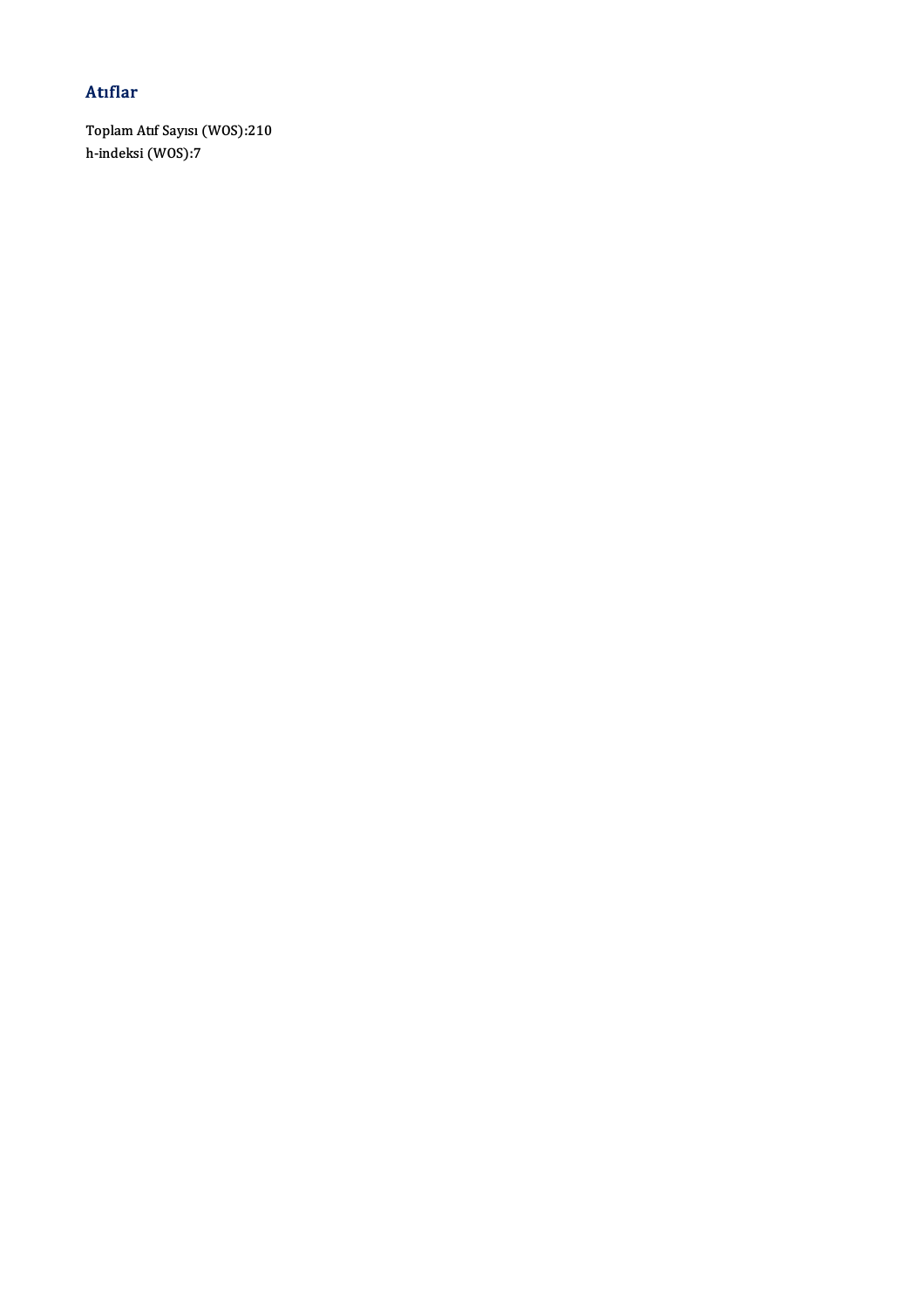## Atıflar

Toplam Atıf Sayısı (WOS):210  
h-indeksi (WOS):7